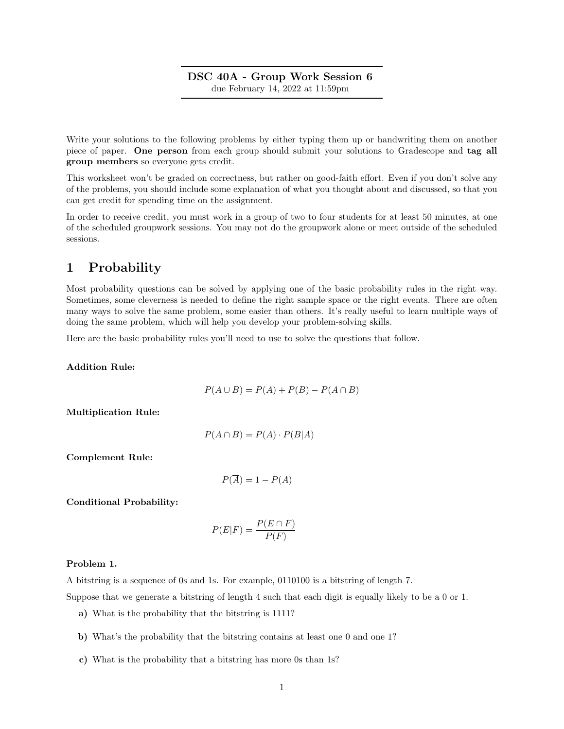# DSC 40A - Group Work Session 6

due February 14, 2022 at 11:59pm

Write your solutions to the following problems by either typing them up or handwriting them on another piece of paper. **One person** from each group should submit your solutions to Gradescope and **tag all group members** so everyone gets credit.

This worksheet won't be graded on correctness, but rather on good-faith effort. Even if you don't solve any of the problems, you should include some explanation of what you thought about and discussed, so that you can get credit for spending time on the assignment.

In order to receive credit, you must work in a group of two to four students for at least 50 minutes, at one of the scheduled groupwork sessions. You may not do the groupwork alone or meet outside of the scheduled sessions.

## 1 Probability

Most probability questions can be solved by applying one of the basic probability rules in the right way. Sometimes, some cleverness is needed to define the right sample space or the right events. There are often many ways to solve the same problem, some easier than others. It's really useful to learn multiple ways of doing the same problem, which will help you develop your problem-solving skills.

Here are the basic probability rules you'll need to use to solve the questions that follow.

**Addition Rule:**

$$P(A \cup B) = P(A) + P(B) - P(A \cap B)$$

**Multiplication Rule:**

$$P(A \cap B) = P(A) \cdot P(B|A)$$

**Complement Rule:**

$$P(\overline{A}) = 1 - P(A)$$

**Conditional Probability:**

$$P(E|F) = \frac{P(E \cap F)}{P(F)}$$

**Problem 1.**

A bitstring is a sequence of 0s and 1s. For example, 0110100 is a bitstring of length 7.

Suppose that we generate a bitstring of length 4 such that each digit is equally likely to be a 0 or 1.

**a)** What is the probability that the bitstring is 1111?

**b)** What's the probability that the bitstring contains at least one 0 and one 1?

**c)** What is the probability that a bitstring has more 0s than 1s?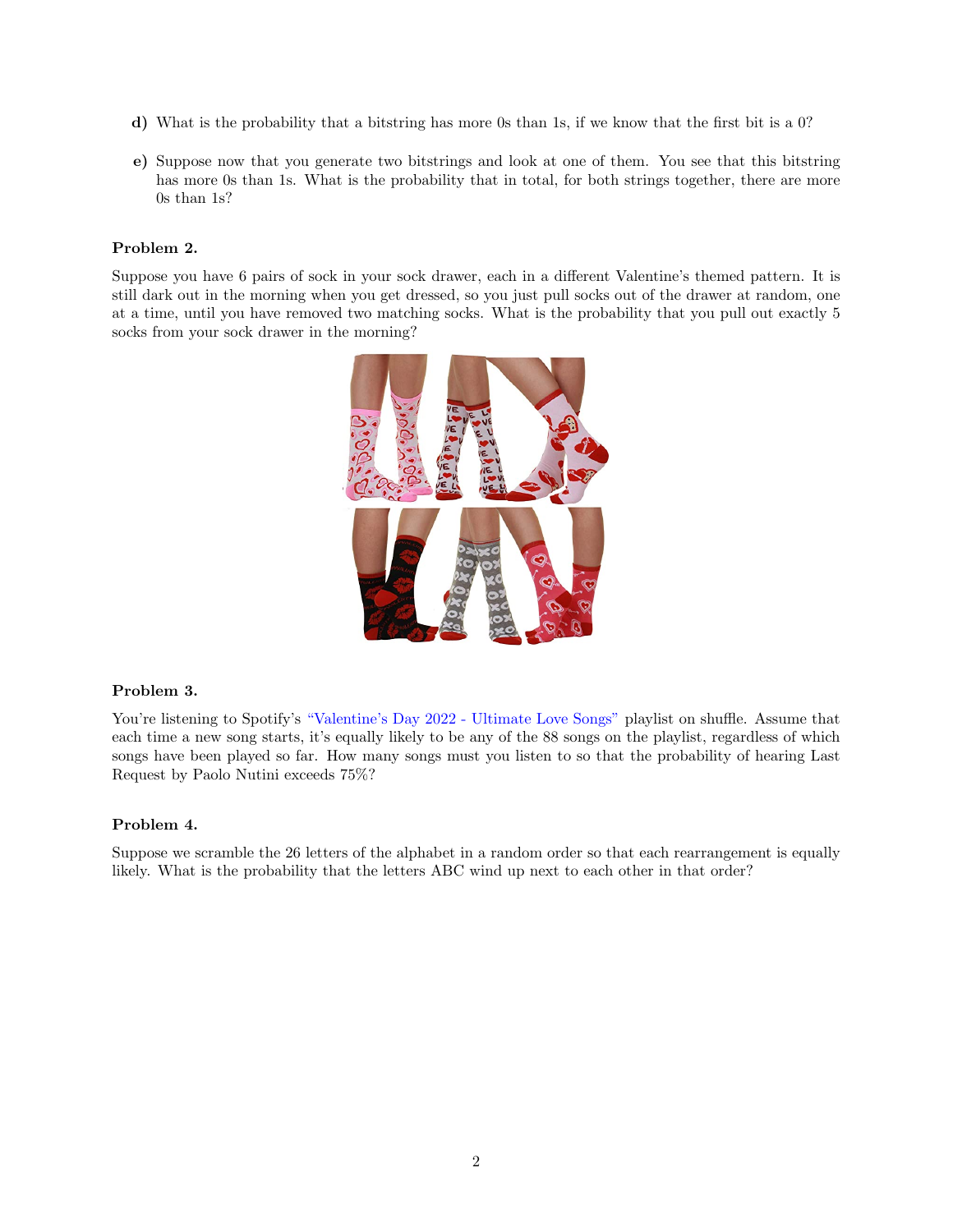**d)** What is the probability that a bitstring has more 0s than 1s, if we know that the first bit is a 0?

**e)** Suppose now that you generate two bitstrings and look at one of them. You see that this bitstring has more 0s than 1s. What is the probability that in total, for both strings together, there are more 0s than 1s?

### Problem 2.

Suppose you have 6 pairs of sock in your sock drawer, each in a different Valentine's themed pattern. It is still dark out in the morning when you get dressed, so you just pull socks out of the drawer at random, one at a time, until you have removed two matching socks. What is the probability that you pull out exactly 5 socks from your sock drawer in the morning?

### Problem 3.

You're listening to Spotify's "Valentine's Day 2022 - Ultimate Love Songs" playlist on shuffle. Assume that each time a new song starts, it's equally likely to be any of the 88 songs on the playlist, regardless of which songs have been played so far. How many songs must you listen to so that the probability of hearing Last Request by Paolo Nutini exceeds 75%?

### Problem 4.

Suppose we scramble the 26 letters of the alphabet in a random order so that each rearrangement is equally likely. What is the probability that the letters ABC wind up next to each other in that order?